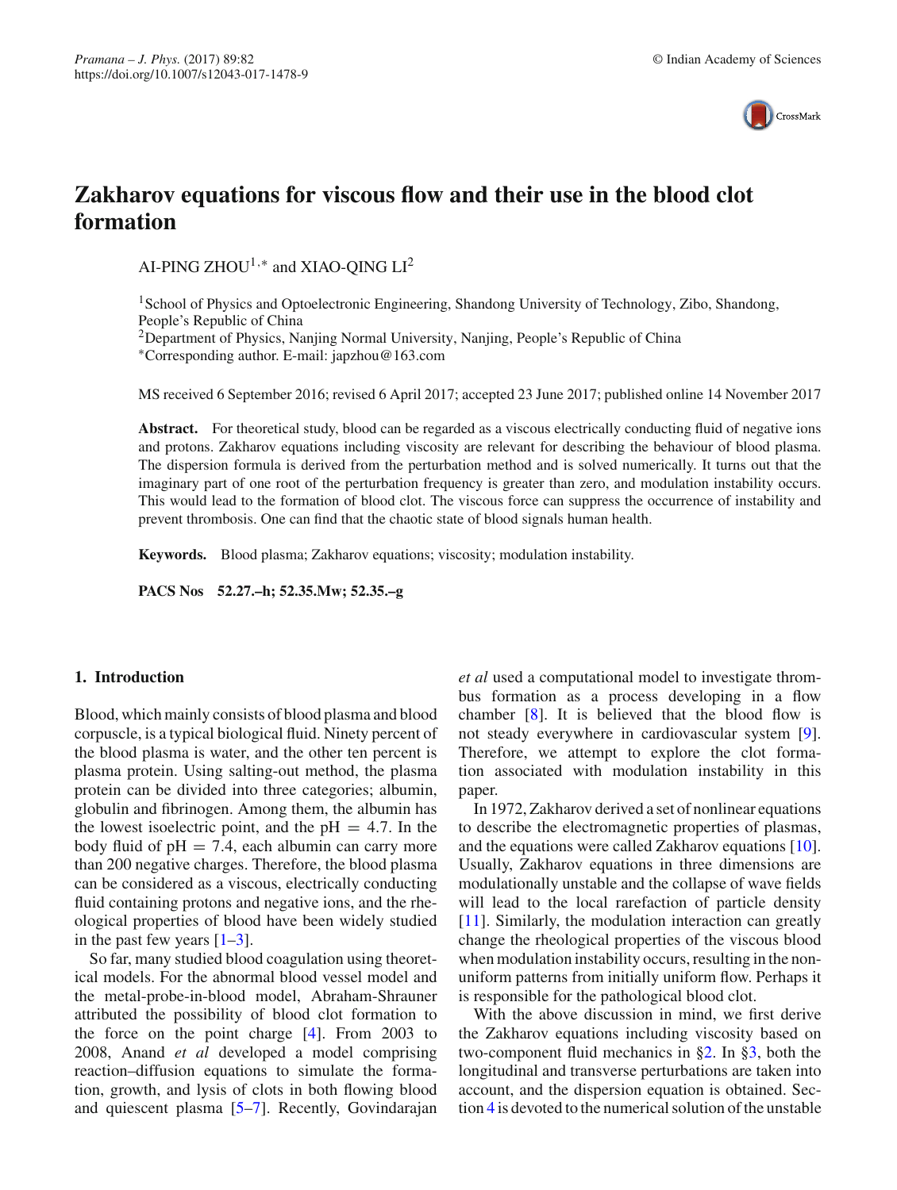# Zakharov equations for viscous flow and their use in the blood clot formation

AI-PING ZHOU[1,*] and XIAO-QING LI[2]

[1] School of Physics and Optoelectronic Engineering, Shandong University of Technology, Zibo, Shandong, People's Republic of China
[2] Department of Physics, Nanjing Normal University, Nanjing, People's Republic of China
[*] Corresponding author. E-mail: japzhou@163.com

MS received 6 September 2016; revised 6 April 2017; accepted 23 June 2017; published online 14 November 2017

**Abstract.** For theoretical study, blood can be regarded as a viscous electrically conducting fluid of negative ions and protons. Zakharov equations including viscosity are relevant for describing the behaviour of blood plasma. The dispersion formula is derived from the perturbation method and is solved numerically. It turns out that the imaginary part of one root of the perturbation frequency is greater than zero, and modulation instability occurs. This would lead to the formation of blood clot. The viscous force can suppress the occurrence of instability and prevent thrombosis. One can find that the chaotic state of blood signals human health.

**Keywords.** Blood plasma; Zakharov equations; viscosity; modulation instability.

**PACS Nos** 52.27.–h; 52.35.Mw; 52.35.–g

## 1. Introduction

Blood, which mainly consists of blood plasma and blood corpuscle, is a typical biological fluid. Ninety percent of the blood plasma is water, and the other ten percent is plasma protein. Using salting-out method, the plasma protein can be divided into three categories; albumin, globulin and fibrinogen. Among them, the albumin has the lowest isoelectric point, and the pH = 4.7. In the body fluid of pH = 7.4, each albumin can carry more than 200 negative charges. Therefore, the blood plasma can be considered as a viscous, electrically conducting fluid containing protons and negative ions, and the rheological properties of blood have been widely studied in the past few years [1–3].

So far, many studied blood coagulation using theoretical models. For the abnormal blood vessel model and the metal-probe-in-blood model, Abraham-Shrauner attributed the possibility of blood clot formation to the force on the point charge [4]. From 2003 to 2008, Anand *et al* developed a model comprising reaction–diffusion equations to simulate the formation, growth, and lysis of clots in both flowing blood and quiescent plasma [5–7]. Recently, Govindarajan *et al* used a computational model to investigate thrombus formation as a process developing in a flow chamber [8]. It is believed that the blood flow is not steady everywhere in cardiovascular system [9]. Therefore, we attempt to explore the clot formation associated with modulation instability in this paper.

In 1972, Zakharov derived a set of nonlinear equations to describe the electromagnetic properties of plasmas, and the equations were called Zakharov equations [10]. Usually, Zakharov equations in three dimensions are modulationally unstable and the collapse of wave fields will lead to the local rarefaction of particle density [11]. Similarly, the modulation interaction can greatly change the rheological properties of the viscous blood when modulation instability occurs, resulting in the nonuniform patterns from initially uniform flow. Perhaps it is responsible for the pathological blood clot.

With the above discussion in mind, we first derive the Zakharov equations including viscosity based on two-component fluid mechanics in §2. In §3, both the longitudinal and transverse perturbations are taken into account, and the dispersion equation is obtained. Section 4 is devoted to the numerical solution of the unstable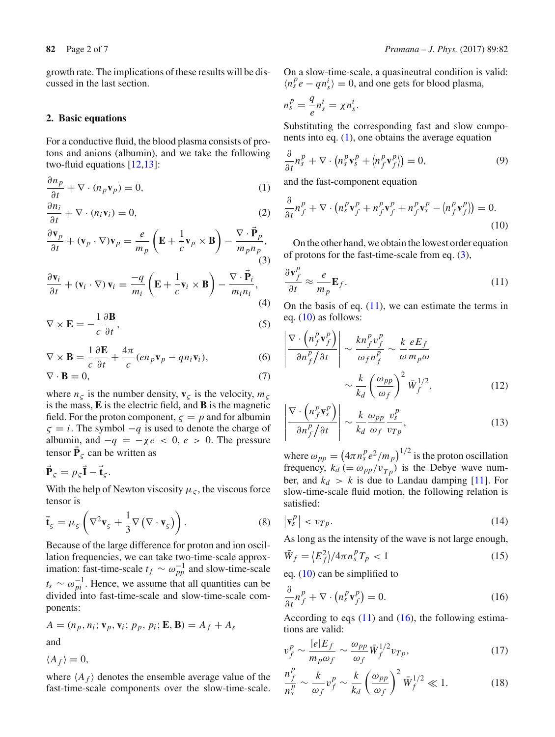growth rate. The implications of these results will be discussed in the last section.

## 2. Basic equations

For a conductive fluid, the blood plasma consists of protons and anions (albumin), and we take the following two-fluid equations [12,13]:

$$\frac{\partial n_p}{\partial t} + \nabla \cdot (n_p \mathbf{v}_p) = 0, \tag{1}$$

$$\frac{\partial n_i}{\partial t} + \nabla \cdot (n_i \mathbf{v}_i) = 0, \tag{2}$$

$$\frac{\partial \mathbf{v}_p}{\partial t} + (\mathbf{v}_p \cdot \nabla)\mathbf{v}_p = \frac{e}{m_p}\left(\mathbf{E} + \frac{1}{c}\mathbf{v}_p \times \mathbf{B}\right) - \frac{\nabla \cdot \vec{\mathbf{P}}_p}{m_p n_p}, \tag{3}$$

$$\frac{\partial \mathbf{v}_i}{\partial t} + (\mathbf{v}_i \cdot \nabla)\,\mathbf{v}_i = \frac{-q}{m_i}\left(\mathbf{E} + \frac{1}{c}\mathbf{v}_i \times \mathbf{B}\right) - \frac{\nabla \cdot \vec{\mathbf{P}}_i}{m_i n_i}, \tag{4}$$

$$\nabla \times \mathbf{E} = -\frac{1}{c}\frac{\partial \mathbf{B}}{\partial t}, \tag{5}$$

$$\nabla \times \mathbf{B} = \frac{1}{c}\frac{\partial \mathbf{E}}{\partial t} + \frac{4\pi}{c}(e n_p \mathbf{v}_p - q n_i \mathbf{v}_i), \tag{6}$$

$$\nabla \cdot \mathbf{B} = 0, \tag{7}$$

where $n_\varsigma$ is the number density, $\mathbf{v}_\varsigma$ is the velocity, $m_\varsigma$ is the mass, $\mathbf{E}$ is the electric field, and $\mathbf{B}$ is the magnetic field. For the proton component, $\varsigma = p$ and for albumin $\varsigma = i$. The symbol $-q$ is used to denote the charge of albumin, and $-q = -\chi e < 0$, $e > 0$. The pressure tensor $\vec{\mathbf{P}}_\varsigma$ can be written as

$$\vec{\mathbf{P}}_\varsigma = p_\varsigma \vec{\mathbf{I}} - \vec{\mathbf{t}}_\varsigma.$$

With the help of Newton viscosity $\mu_\varsigma$, the viscous force tensor is

$$\vec{\mathbf{t}}_\varsigma = \mu_\varsigma \left(\nabla^2 \mathbf{v}_\varsigma + \frac{1}{3}\nabla\left(\nabla \cdot \mathbf{v}_\varsigma\right)\right). \tag{8}$$

Because of the large difference for proton and ion oscillation frequencies, we can take two-time-scale approximation: fast-time-scale $t_f \sim \omega_{pp}^{-1}$ and slow-time-scale $t_s \sim \omega_{pi}^{-1}$. Hence, we assume that all quantities can be divided into fast-time-scale and slow-time-scale components:

$$A = (n_p, n_i; \mathbf{v}_p, \mathbf{v}_i; p_p, p_i; \mathbf{E}, \mathbf{B}) = A_f + A_s$$

and

$$\langle A_f \rangle = 0,$$

where $\langle A_f \rangle$ denotes the ensemble average value of the fast-time-scale components over the slow-time-scale. On a slow-time-scale, a quasineutral condition is valid: $\langle n_s^p e - q n_s^i \rangle = 0$, and one gets for blood plasma,

$$n_s^p = \frac{q}{e} n_s^i = \chi n_s^i.$$

Substituting the corresponding fast and slow components into eq. (1), one obtains the average equation

$$\frac{\partial}{\partial t} n_s^p + \nabla \cdot \left(n_s^p \mathbf{v}_s^p + \langle n_f^p \mathbf{v}_f^p \rangle\right) = 0, \tag{9}$$

and the fast-component equation

$$\frac{\partial}{\partial t} n_f^p + \nabla \cdot \left(n_s^p \mathbf{v}_f^p + n_f^p \mathbf{v}_f^p + n_f^p \mathbf{v}_s^p - \langle n_f^p \mathbf{v}_f^p \rangle\right) = 0. \tag{10}$$

On the other hand, we obtain the lowest order equation of protons for the fast-time-scale from eq. (3),

$$\frac{\partial \mathbf{v}_f^p}{\partial t} \approx \frac{e}{m_p}\mathbf{E}_f. \tag{11}$$

On the basis of eq. (11), we can estimate the terms in eq. (10) as follows:

$$\left|\frac{\nabla \cdot \left(n_f^p \mathbf{v}_f^p\right)}{\partial n_f^p / \partial t}\right| \sim \frac{k n_f^p v_f^p}{\omega_f n_f^p} \sim \frac{k}{\omega}\frac{e E_f}{m_p \omega} \sim \frac{k}{k_d}\left(\frac{\omega_{pp}}{\omega_f}\right)^2 \bar{W}_f^{1/2}, \tag{12}$$

$$\left|\frac{\nabla \cdot \left(n_f^p \mathbf{v}_s^p\right)}{\partial n_f^p / \partial t}\right| \sim \frac{k}{k_d}\frac{\omega_{pp}}{\omega_f}\frac{v_s^p}{v_{Tp}}, \tag{13}$$

where $\omega_{pp} = \left(4\pi n_s^p e^2/m_p\right)^{1/2}$ is the proton oscillation frequency, $k_d \ (= \omega_{pp}/v_{Tp})$ is the Debye wave number, and $k_d > k$ is due to Landau damping [11]. For slow-time-scale fluid motion, the following relation is satisfied:

$$\left|\mathbf{v}_s^p\right| < v_{Tp}. \tag{14}$$

As long as the intensity of the wave is not large enough,

$$\bar{W}_f = \langle E_f^2 \rangle / 4\pi n_s^p T_p < 1 \tag{15}$$

eq. (10) can be simplified to

$$\frac{\partial}{\partial t} n_f^p + \nabla \cdot \left(n_s^p \mathbf{v}_f^p\right) = 0. \tag{16}$$

According to eqs (11) and (16), the following estimations are valid:

$$v_f^p \sim \frac{|e| E_f}{m_p \omega_f} \sim \frac{\omega_{pp}}{\omega_f}\bar{W}_f^{1/2} v_{Tp}, \tag{17}$$

$$\frac{n_f^p}{n_s^p} \sim \frac{k}{\omega_f} v_f^p \sim \frac{k}{k_d}\left(\frac{\omega_{pp}}{\omega_f}\right)^2 \bar{W}_f^{1/2} \ll 1. \tag{18}$$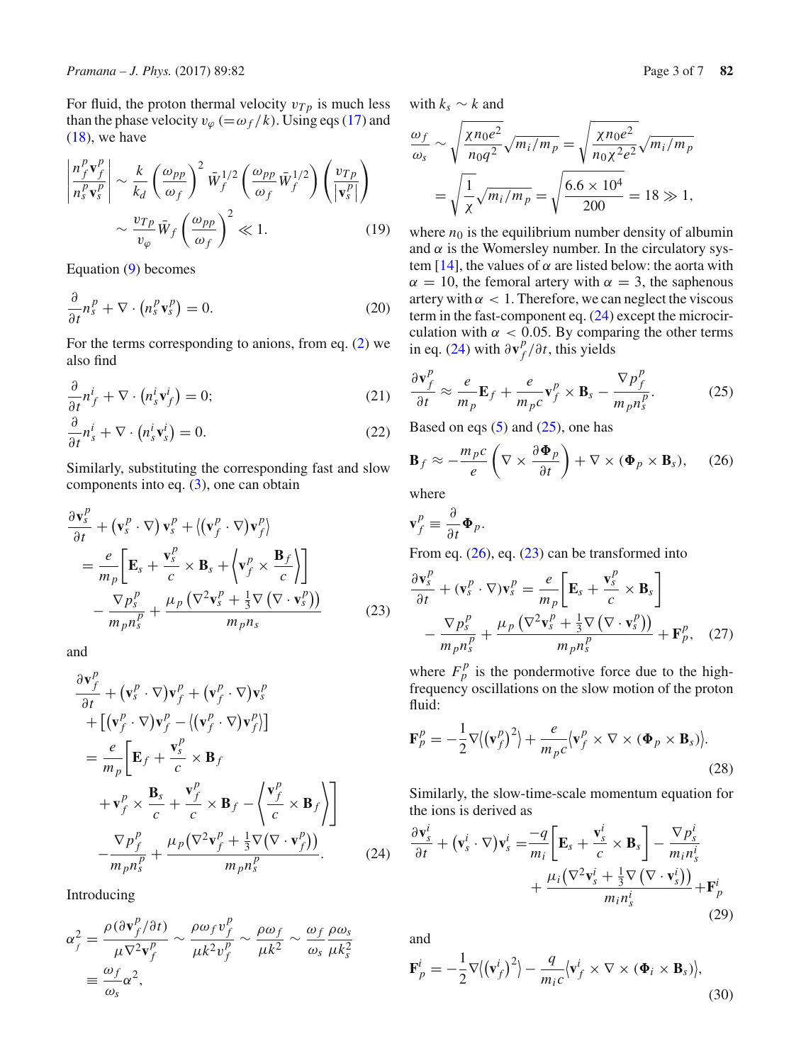For fluid, the proton thermal velocity $v_{Tp}$ is much less than the phase velocity $v_\varphi$ $(=\omega_f/k)$. Using eqs (17) and (18), we have

$$\left|\frac{n_f^p \mathbf{v}_f^p}{n_s^p \mathbf{v}_s^p}\right| \sim \frac{k}{k_d}\left(\frac{\omega_{pp}}{\omega_f}\right)^2 \bar{W}_f^{1/2}\left(\frac{\omega_{pp}}{\omega_f}\bar{W}_f^{1/2}\right)\left(\frac{v_{Tp}}{|\mathbf{v}_s^p|}\right)$$
$$\sim \frac{v_{Tp}}{v_\varphi}\bar{W}_f\left(\frac{\omega_{pp}}{\omega_f}\right)^2 \ll 1. \qquad (19)$$

Equation (9) becomes

$$\frac{\partial}{\partial t}n_s^p + \nabla\cdot\left(n_s^p \mathbf{v}_s^p\right) = 0. \qquad (20)$$

For the terms corresponding to anions, from eq. (2) we also find

$$\frac{\partial}{\partial t}n_f^i + \nabla\cdot\left(n_s^i \mathbf{v}_f^i\right) = 0; \qquad (21)$$

$$\frac{\partial}{\partial t}n_s^i + \nabla\cdot\left(n_s^i \mathbf{v}_s^i\right) = 0. \qquad (22)$$

Similarly, substituting the corresponding fast and slow components into eq. (3), one can obtain

$$\frac{\partial \mathbf{v}_s^p}{\partial t} + \left(\mathbf{v}_s^p\cdot\nabla\right)\mathbf{v}_s^p + \left\langle\left(\mathbf{v}_f^p\cdot\nabla\right)\mathbf{v}_f^p\right\rangle$$
$$= \frac{e}{m_p}\left[\mathbf{E}_s + \frac{\mathbf{v}_s^p}{c}\times\mathbf{B}_s + \left\langle\mathbf{v}_f^p\times\frac{\mathbf{B}_f}{c}\right\rangle\right]$$
$$- \frac{\nabla p_s^p}{m_p n_s^p} + \frac{\mu_p\left(\nabla^2\mathbf{v}_s^p + \frac{1}{3}\nabla\left(\nabla\cdot\mathbf{v}_s^p\right)\right)}{m_p n_s} \qquad (23)$$

and

$$\frac{\partial \mathbf{v}_f^p}{\partial t} + \left(\mathbf{v}_s^p\cdot\nabla\right)\mathbf{v}_f^p + \left(\mathbf{v}_f^p\cdot\nabla\right)\mathbf{v}_s^p$$
$$+\left[\left(\mathbf{v}_f^p\cdot\nabla\right)\mathbf{v}_f^p - \left\langle\left(\mathbf{v}_f^p\cdot\nabla\right)\mathbf{v}_f^p\right\rangle\right]$$
$$= \frac{e}{m_p}\left[\mathbf{E}_f + \frac{\mathbf{v}_s^p}{c}\times\mathbf{B}_f\right.$$
$$\left. + \mathbf{v}_f^p\times\frac{\mathbf{B}_s}{c} + \frac{\mathbf{v}_f^p}{c}\times\mathbf{B}_f - \left\langle\frac{\mathbf{v}_f^p}{c}\times\mathbf{B}_f\right\rangle\right]$$
$$- \frac{\nabla p_f^p}{m_p n_s^p} + \frac{\mu_p\left(\nabla^2\mathbf{v}_f^p + \frac{1}{3}\nabla\left(\nabla\cdot\mathbf{v}_f^p\right)\right)}{m_p n_s^p}. \qquad (24)$$

Introducing

$$\alpha_f^2 = \frac{\rho\left(\partial\mathbf{v}_f^p/\partial t\right)}{\mu\nabla^2\mathbf{v}_f^p} \sim \frac{\rho\omega_f v_f^p}{\mu k^2 v_f^p} \sim \frac{\rho\omega_f}{\mu k^2} \sim \frac{\omega_f}{\omega_s}\frac{\rho\omega_s}{\mu k_s^2}$$
$$\equiv \frac{\omega_f}{\omega_s}\alpha^2,$$

with $k_s \sim k$ and

$$\frac{\omega_f}{\omega_s} \sim \sqrt{\frac{\chi n_0 e^2}{n_0 q^2}}\sqrt{m_i/m_p} = \sqrt{\frac{\chi n_0 e^2}{n_0\chi^2 e^2}}\sqrt{m_i/m_p}$$
$$= \sqrt{\frac{1}{\chi}\sqrt{m_i/m_p}} = \sqrt{\frac{6.6\times 10^4}{200}} = 18 \gg 1,$$

where $n_0$ is the equilibrium number density of albumin and $\alpha$ is the Womersley number. In the circulatory system [14], the values of $\alpha$ are listed below: the aorta with $\alpha = 10$, the femoral artery with $\alpha = 3$, the saphenous artery with $\alpha < 1$. Therefore, we can neglect the viscous term in the fast-component eq. (24) except the microcirculation with $\alpha < 0.05$. By comparing the other terms in eq. (24) with $\partial\mathbf{v}_f^p/\partial t$, this yields

$$\frac{\partial \mathbf{v}_f^p}{\partial t} \approx \frac{e}{m_p}\mathbf{E}_f + \frac{e}{m_p c}\mathbf{v}_f^p\times\mathbf{B}_s - \frac{\nabla p_f^p}{m_p n_s^p}. \qquad (25)$$

Based on eqs (5) and (25), one has

$$\mathbf{B}_f \approx -\frac{m_p c}{e}\left(\nabla\times\frac{\partial\mathbf{\Phi}_p}{\partial t}\right) + \nabla\times\left(\mathbf{\Phi}_p\times\mathbf{B}_s\right), \qquad (26)$$

where

$$\mathbf{v}_f^p \equiv \frac{\partial}{\partial t}\mathbf{\Phi}_p.$$

From eq. (26), eq. (23) can be transformed into

$$\frac{\partial \mathbf{v}_s^p}{\partial t} + \left(\mathbf{v}_s^p\cdot\nabla\right)\mathbf{v}_s^p = \frac{e}{m_p}\left[\mathbf{E}_s + \frac{\mathbf{v}_s^p}{c}\times\mathbf{B}_s\right]$$
$$- \frac{\nabla p_s^p}{m_p n_s^p} + \frac{\mu_p\left(\nabla^2\mathbf{v}_s^p + \frac{1}{3}\nabla\left(\nabla\cdot\mathbf{v}_s^p\right)\right)}{m_p n_s^p} + \mathbf{F}_p^p, \qquad (27)$$

where $F_p^p$ is the pondermotive force due to the high-frequency oscillations on the slow motion of the proton fluid:

$$\mathbf{F}_p^p = -\frac{1}{2}\nabla\left\langle\left(\mathbf{v}_f^p\right)^2\right\rangle + \frac{e}{m_p c}\left\langle\mathbf{v}_f^p\times\nabla\times\left(\mathbf{\Phi}_p\times\mathbf{B}_s\right)\right\rangle. \qquad (28)$$

Similarly, the slow-time-scale momentum equation for the ions is derived as

$$\frac{\partial \mathbf{v}_s^i}{\partial t} + \left(\mathbf{v}_s^i\cdot\nabla\right)\mathbf{v}_s^i = \frac{-q}{m_i}\left[\mathbf{E}_s + \frac{\mathbf{v}_s^i}{c}\times\mathbf{B}_s\right] - \frac{\nabla p_s^i}{m_i n_s^i}$$
$$+ \frac{\mu_i\left(\nabla^2\mathbf{v}_s^i + \frac{1}{3}\nabla\left(\nabla\cdot\mathbf{v}_s^i\right)\right)}{m_i n_s^i} + \mathbf{F}_p^i \qquad (29)$$

and

$$\mathbf{F}_p^i = -\frac{1}{2}\nabla\left\langle\left(\mathbf{v}_f^i\right)^2\right\rangle - \frac{q}{m_i c}\left\langle\mathbf{v}_f^i\times\nabla\times\left(\mathbf{\Phi}_i\times\mathbf{B}_s\right)\right\rangle, \qquad (30)$$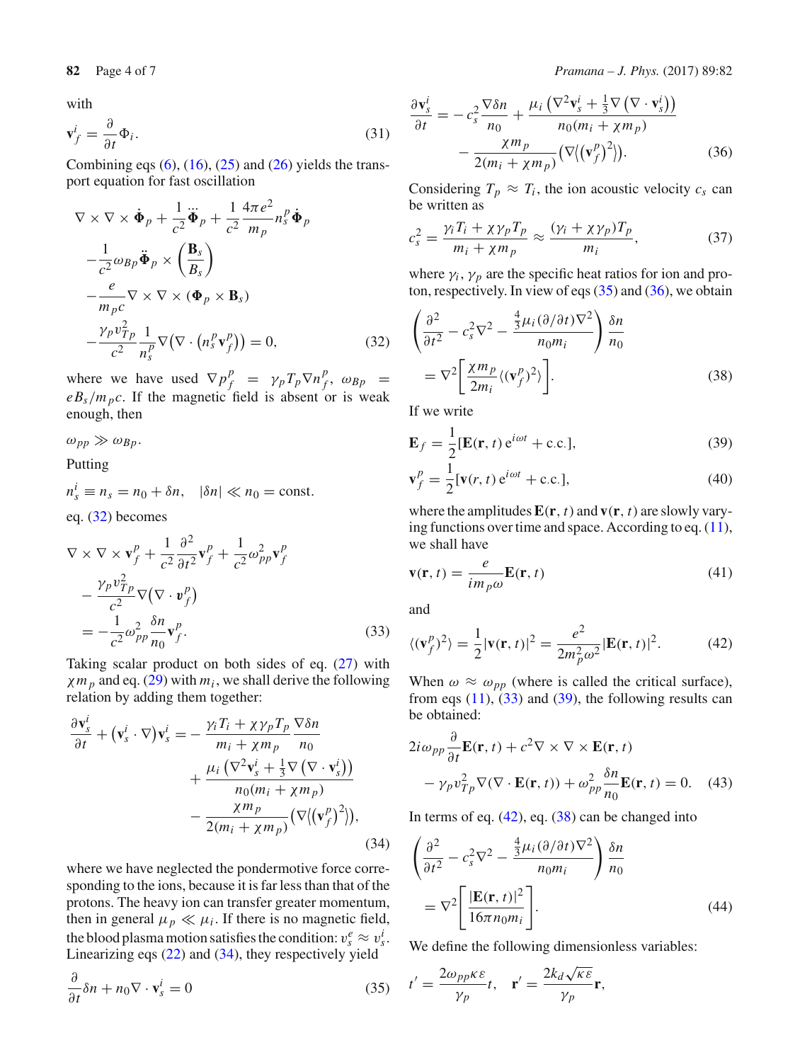with

$$\mathbf{v}_f^i = \frac{\partial}{\partial t}\Phi_i. \tag{31}$$

Combining eqs (6), (16), (25) and (26) yields the transport equation for fast oscillation

$$\nabla \times \nabla \times \dot{\mathbf{\Phi}}_p + \frac{1}{c^2}\dddot{\mathbf{\Phi}}_p + \frac{1}{c^2}\frac{4\pi e^2}{m_p} n_s^p \dot{\mathbf{\Phi}}_p$$
$$-\frac{1}{c^2}\omega_{Bp}\ddot{\mathbf{\Phi}}_p \times \left(\frac{\mathbf{B}_s}{B_s}\right)$$
$$-\frac{e}{m_p c}\nabla \times \nabla \times (\mathbf{\Phi}_p \times \mathbf{B}_s)$$
$$-\frac{\gamma_p v_{Tp}^2}{c^2}\frac{1}{n_s^p}\nabla\left(\nabla \cdot \left(n_s^p \mathbf{v}_f^p\right)\right) = 0, \tag{32}$$

where we have used $\nabla p_f^p = \gamma_p T_p \nabla n_f^p$, $\omega_{Bp} = eB_s/m_p c$. If the magnetic field is absent or is weak enough, then

$$\omega_{pp} \gg \omega_{Bp}.$$

Putting

$$n_s^i \equiv n_s = n_0 + \delta n, \quad |\delta n| \ll n_0 = \text{const}.$$

eq. (32) becomes

$$\nabla \times \nabla \times \mathbf{v}_f^p + \frac{1}{c^2}\frac{\partial^2}{\partial t^2}\mathbf{v}_f^p + \frac{1}{c^2}\omega_{pp}^2 \mathbf{v}_f^p$$
$$-\frac{\gamma_p v_{Tp}^2}{c^2}\nabla\left(\nabla \cdot \boldsymbol{v}_f^p\right)$$
$$= -\frac{1}{c^2}\omega_{pp}^2 \frac{\delta n}{n_0}\mathbf{v}_f^p. \tag{33}$$

Taking scalar product on both sides of eq. (27) with $\chi m_p$ and eq. (29) with $m_i$, we shall derive the following relation by adding them together:

$$\frac{\partial \mathbf{v}_s^i}{\partial t} + \left(\mathbf{v}_s^i \cdot \nabla\right)\mathbf{v}_s^i = -\frac{\gamma_i T_i + \chi\gamma_p T_p}{m_i + \chi m_p}\frac{\nabla \delta n}{n_0}$$
$$+\frac{\mu_i\left(\nabla^2 \mathbf{v}_s^i + \frac{1}{3}\nabla\left(\nabla \cdot \mathbf{v}_s^i\right)\right)}{n_0(m_i + \chi m_p)}$$
$$-\frac{\chi m_p}{2(m_i + \chi m_p)}\left(\nabla\left\langle\left(\mathbf{v}_f^p\right)^2\right\rangle\right), \tag{34}$$

where we have neglected the pondermotive force corresponding to the ions, because it is far less than that of the protons. The heavy ion can transfer greater momentum, then in general $\mu_p \ll \mu_i$. If there is no magnetic field, the blood plasma motion satisfies the condition: $v_s^e \approx v_s^i$. Linearizing eqs (22) and (34), they respectively yield

$$\frac{\partial}{\partial t}\delta n + n_0 \nabla \cdot \mathbf{v}_s^i = 0 \tag{35}$$

$$\frac{\partial \mathbf{v}_s^i}{\partial t} = -c_s^2 \frac{\nabla \delta n}{n_0} + \frac{\mu_i\left(\nabla^2 \mathbf{v}_s^i + \frac{1}{3}\nabla\left(\nabla \cdot \mathbf{v}_s^i\right)\right)}{n_0(m_i + \chi m_p)}$$
$$-\frac{\chi m_p}{2(m_i + \chi m_p)}\left(\nabla\left\langle\left(\mathbf{v}_f^p\right)^2\right\rangle\right). \tag{36}$$

Considering $T_p \approx T_i$, the ion acoustic velocity $c_s$ can be written as

$$c_s^2 = \frac{\gamma_i T_i + \chi\gamma_p T_p}{m_i + \chi m_p} \approx \frac{(\gamma_i + \chi\gamma_p)T_p}{m_i}, \tag{37}$$

where $\gamma_i$, $\gamma_p$ are the specific heat ratios for ion and proton, respectively. In view of eqs (35) and (36), we obtain

$$\left(\frac{\partial^2}{\partial t^2} - c_s^2\nabla^2 - \frac{\frac{4}{3}\mu_i(\partial/\partial t)\nabla^2}{n_0 m_i}\right)\frac{\delta n}{n_0}$$
$$= \nabla^2\left[\frac{\chi m_p}{2m_i}\langle(\mathbf{v}_f^p)^2\rangle\right]. \tag{38}$$

If we write

$$\mathbf{E}_f = \frac{1}{2}[\mathbf{E}(\mathbf{r}, t)\,\mathrm{e}^{i\omega t} + \mathrm{c.c.}], \tag{39}$$

$$\mathbf{v}_f^p = \frac{1}{2}[\mathbf{v}(r, t)\,\mathrm{e}^{i\omega t} + \mathrm{c.c.}], \tag{40}$$

where the amplitudes $\mathbf{E}(\mathbf{r}, t)$ and $\mathbf{v}(\mathbf{r}, t)$ are slowly varying functions over time and space. According to eq. (11), we shall have

$$\mathbf{v}(\mathbf{r}, t) = \frac{e}{i m_p \omega}\mathbf{E}(\mathbf{r}, t) \tag{41}$$

and

$$\langle(\mathbf{v}_f^p)^2\rangle = \frac{1}{2}|\mathbf{v}(\mathbf{r}, t)|^2 = \frac{e^2}{2m_p^2\omega^2}|\mathbf{E}(\mathbf{r}, t)|^2. \tag{42}$$

When $\omega \approx \omega_{pp}$ (where is called the critical surface), from eqs (11), (33) and (39), the following results can be obtained:

$$2i\omega_{pp}\frac{\partial}{\partial t}\mathbf{E}(\mathbf{r}, t) + c^2\nabla \times \nabla \times \mathbf{E}(\mathbf{r}, t)$$
$$-\gamma_p v_{Tp}^2 \nabla(\nabla \cdot \mathbf{E}(\mathbf{r}, t)) + \omega_{pp}^2 \frac{\delta n}{n_0}\mathbf{E}(\mathbf{r}, t) = 0. \tag{43}$$

In terms of eq. (42), eq. (38) can be changed into

$$\left(\frac{\partial^2}{\partial t^2} - c_s^2\nabla^2 - \frac{\frac{4}{3}\mu_i(\partial/\partial t)\nabla^2}{n_0 m_i}\right)\frac{\delta n}{n_0}$$
$$= \nabla^2\left[\frac{|\mathbf{E}(\mathbf{r}, t)|^2}{16\pi n_0 m_i}\right]. \tag{44}$$

We define the following dimensionless variables:

$$t' = \frac{2\omega_{pp}\kappa\varepsilon}{\gamma_p}t, \quad \mathbf{r}' = \frac{2k_d\sqrt{\kappa\varepsilon}}{\gamma_p}\mathbf{r},$$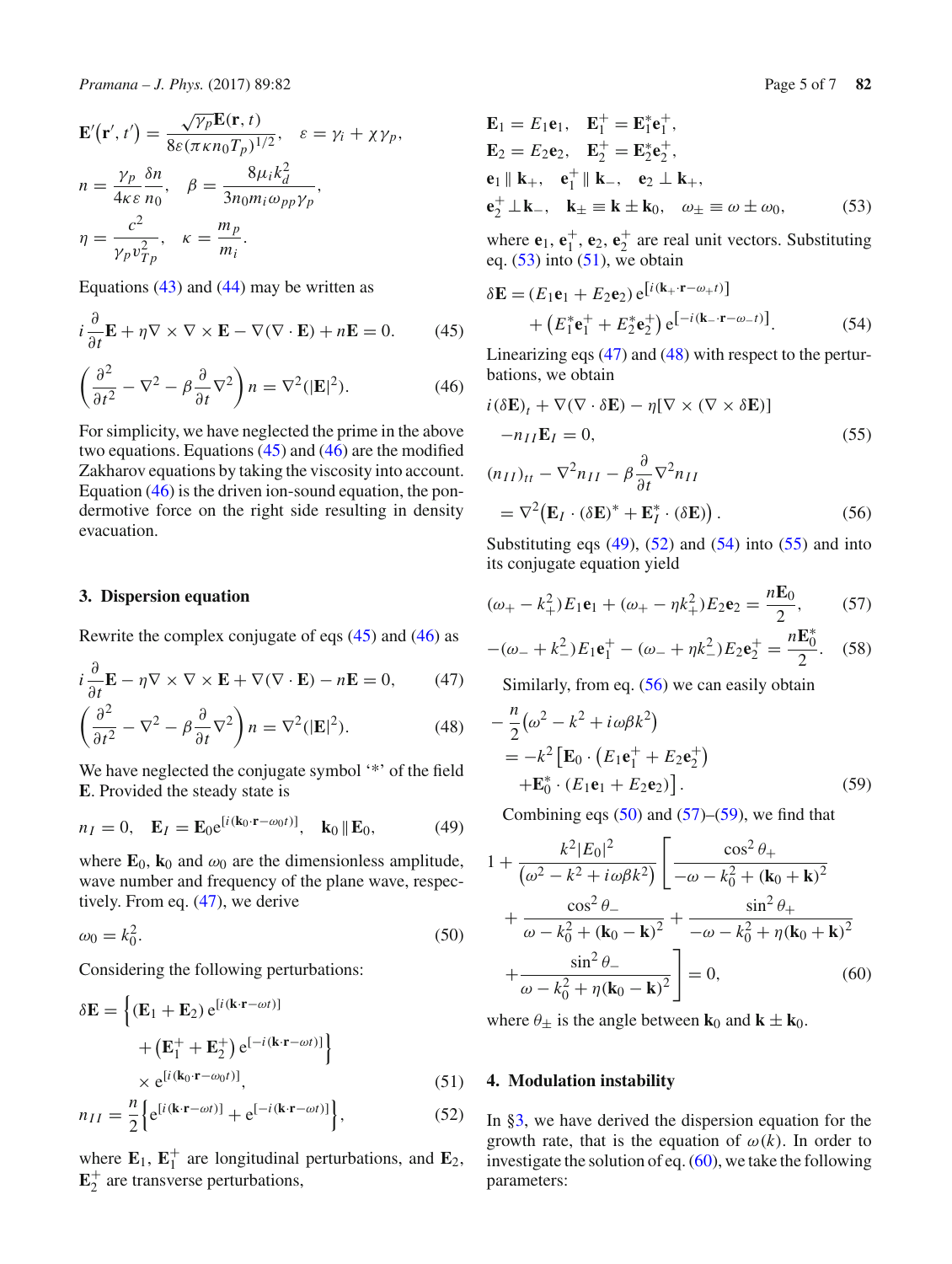$$\mathbf{E}'(\mathbf{r}', t') = \frac{\sqrt{\gamma_p}\mathbf{E}(\mathbf{r}, t)}{8\varepsilon(\pi\kappa n_0 T_p)^{1/2}}, \quad \varepsilon = \gamma_i + \chi\gamma_p,$$

$$n = \frac{\gamma_p}{4\kappa\varepsilon}\frac{\delta n}{n_0}, \quad \beta = \frac{8\mu_i k_d^2}{3n_0 m_i \omega_{pp}\gamma_p},$$

$$\eta = \frac{c^2}{\gamma_p v_{Tp}^2}, \quad \kappa = \frac{m_p}{m_i}.$$

Equations (43) and (44) may be written as

$$i\frac{\partial}{\partial t}\mathbf{E} + \eta\nabla\times\nabla\times\mathbf{E} - \nabla(\nabla\cdot\mathbf{E}) + n\mathbf{E} = 0. \tag{45}$$

$$\left(\frac{\partial^2}{\partial t^2} - \nabla^2 - \beta\frac{\partial}{\partial t}\nabla^2\right)n = \nabla^2(|\mathbf{E}|^2). \tag{46}$$

For simplicity, we have neglected the prime in the above two equations. Equations (45) and (46) are the modified Zakharov equations by taking the viscosity into account. Equation (46) is the driven ion-sound equation, the ponderomotive force on the right side resulting in density evacuation.

## 3. Dispersion equation

Rewrite the complex conjugate of eqs (45) and (46) as

$$i\frac{\partial}{\partial t}\mathbf{E} - \eta\nabla\times\nabla\times\mathbf{E} + \nabla(\nabla\cdot\mathbf{E}) - n\mathbf{E} = 0, \tag{47}$$

$$\left(\frac{\partial^2}{\partial t^2} - \nabla^2 - \beta\frac{\partial}{\partial t}\nabla^2\right)n = \nabla^2(|\mathbf{E}|^2). \tag{48}$$

We have neglected the conjugate symbol '*' of the field $\mathbf{E}$. Provided the steady state is

$$n_I = 0, \quad \mathbf{E}_I = \mathbf{E}_0 e^{[i(\mathbf{k}_0\cdot\mathbf{r} - \omega_0 t)]}, \quad \mathbf{k}_0 \parallel \mathbf{E}_0, \tag{49}$$

where $\mathbf{E}_0$, $\mathbf{k}_0$ and $\omega_0$ are the dimensionless amplitude, wave number and frequency of the plane wave, respectively. From eq. (47), we derive

$$\omega_0 = k_0^2. \tag{50}$$

Considering the following perturbations:

$$\delta\mathbf{E} = \Big\{(\mathbf{E}_1 + \mathbf{E}_2)\, e^{[i(\mathbf{k}\cdot\mathbf{r} - \omega t)]} + \left(\mathbf{E}_1^+ + \mathbf{E}_2^+\right) e^{[-i(\mathbf{k}\cdot\mathbf{r} - \omega t)]}\Big\} \times e^{[i(\mathbf{k}_0\cdot\mathbf{r} - \omega_0 t)]}, \tag{51}$$

$$n_{II} = \frac{n}{2}\Big\{e^{[i(\mathbf{k}\cdot\mathbf{r} - \omega t)]} + e^{[-i(\mathbf{k}\cdot\mathbf{r} - \omega t)]}\Big\}, \tag{52}$$

where $\mathbf{E}_1$, $\mathbf{E}_1^+$ are longitudinal perturbations, and $\mathbf{E}_2$, $\mathbf{E}_2^+$ are transverse perturbations,

$$\begin{aligned}
&\mathbf{E}_1 = E_1\mathbf{e}_1, \quad \mathbf{E}_1^+ = \mathbf{E}_1^*\mathbf{e}_1^+,\\
&\mathbf{E}_2 = E_2\mathbf{e}_2, \quad \mathbf{E}_2^+ = \mathbf{E}_2^*\mathbf{e}_2^+,\\
&\mathbf{e}_1 \parallel \mathbf{k}_+, \quad \mathbf{e}_1^+ \parallel \mathbf{k}_-, \quad \mathbf{e}_2 \perp \mathbf{k}_+,\\
&\mathbf{e}_2^+ \perp \mathbf{k}_-, \quad \mathbf{k}_\pm \equiv \mathbf{k} \pm \mathbf{k}_0, \quad \omega_\pm \equiv \omega \pm \omega_0,
\end{aligned} \tag{53}$$

where $\mathbf{e}_1$, $\mathbf{e}_1^+$, $\mathbf{e}_2$, $\mathbf{e}_2^+$ are real unit vectors. Substituting eq. (53) into (51), we obtain

$$\delta\mathbf{E} = (E_1\mathbf{e}_1 + E_2\mathbf{e}_2)\, e^{[i(\mathbf{k}_+\cdot\mathbf{r} - \omega_+ t)]} + \left(E_1^*\mathbf{e}_1^+ + E_2^*\mathbf{e}_2^+\right) e^{[-i(\mathbf{k}_-\cdot\mathbf{r} - \omega_- t)]}. \tag{54}$$

Linearizing eqs (47) and (48) with respect to the perturbations, we obtain

$$i(\delta\mathbf{E})_t + \nabla(\nabla\cdot\delta\mathbf{E}) - \eta[\nabla\times(\nabla\times\delta\mathbf{E})] - n_{II}\mathbf{E}_I = 0, \tag{55}$$

$$(n_{II})_{tt} - \nabla^2 n_{II} - \beta\frac{\partial}{\partial t}\nabla^2 n_{II} = \nabla^2\left(\mathbf{E}_I\cdot(\delta\mathbf{E})^* + \mathbf{E}_I^*\cdot(\delta\mathbf{E})\right). \tag{56}$$

Substituting eqs (49), (52) and (54) into (55) and into its conjugate equation yield

$$(\omega_+ - k_+^2)E_1\mathbf{e}_1 + (\omega_+ - \eta k_+^2)E_2\mathbf{e}_2 = \frac{n\mathbf{E}_0}{2}, \tag{57}$$

$$-(\omega_- + k_-^2)E_1\mathbf{e}_1^+ - (\omega_- + \eta k_-^2)E_2\mathbf{e}_2^+ = \frac{n\mathbf{E}_0^*}{2}. \tag{58}$$

Similarly, from eq. (56) we can easily obtain

$$-\frac{n}{2}\left(\omega^2 - k^2 + i\omega\beta k^2\right) = -k^2\left[\mathbf{E}_0\cdot\left(E_1\mathbf{e}_1^+ + E_2\mathbf{e}_2^+\right) + \mathbf{E}_0^*\cdot(E_1\mathbf{e}_1 + E_2\mathbf{e}_2)\right]. \tag{59}$$

Combining eqs (50) and (57)–(59), we find that

$$1 + \frac{k^2|E_0|^2}{\left(\omega^2 - k^2 + i\omega\beta k^2\right)}\left[\frac{\cos^2\theta_+}{-\omega - k_0^2 + (\mathbf{k}_0 + \mathbf{k})^2} + \frac{\cos^2\theta_-}{\omega - k_0^2 + (\mathbf{k}_0 - \mathbf{k})^2} + \frac{\sin^2\theta_+}{-\omega - k_0^2 + \eta(\mathbf{k}_0 + \mathbf{k})^2} + \frac{\sin^2\theta_-}{\omega - k_0^2 + \eta(\mathbf{k}_0 - \mathbf{k})^2}\right] = 0, \tag{60}$$

where $\theta_\pm$ is the angle between $\mathbf{k}_0$ and $\mathbf{k} \pm \mathbf{k}_0$.

## 4. Modulation instability

In §3, we have derived the dispersion equation for the growth rate, that is the equation of $\omega(k)$. In order to investigate the solution of eq. (60), we take the following parameters: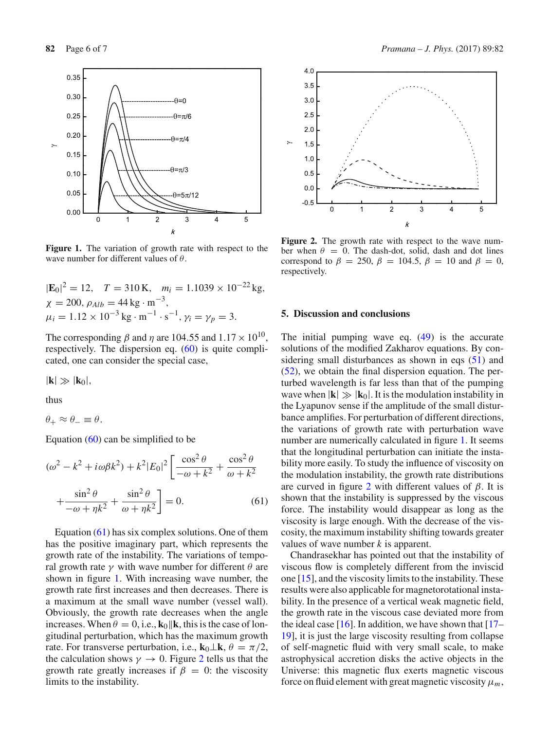**Figure 1.** The variation of growth rate with respect to the wave number for different values of $\theta$.

**Figure 2.** The growth rate with respect to the wave number when $\theta = 0$. The dash-dot, solid, dash and dot lines correspond to $\beta = 250$, $\beta = 104.5$, $\beta = 10$ and $\beta = 0$, respectively.

$|\mathbf{E}_0|^2 = 12$, $T = 310\,\text{K}$, $m_i = 1.1039 \times 10^{-22}\,\text{kg}$, $\chi = 200$, $\rho_{Alb} = 44\,\text{kg} \cdot \text{m}^{-3}$, $\mu_i = 1.12 \times 10^{-3}\,\text{kg} \cdot \text{m}^{-1} \cdot \text{s}^{-1}$, $\gamma_i = \gamma_p = 3$.

The corresponding $\beta$ and $\eta$ are 104.55 and $1.17 \times 10^{10}$, respectively. The dispersion eq. (60) is quite complicated, one can consider the special case,

$|\mathbf{k}| \gg |\mathbf{k}_0|$,

thus

$\theta_+ \approx \theta_- \equiv \theta$.

Equation (60) can be simplified to be

$$(\omega^2 - k^2 + i\omega\beta k^2) + k^2|E_0|^2 \left[ \frac{\cos^2\theta}{-\omega + k^2} + \frac{\cos^2\theta}{\omega + k^2} + \frac{\sin^2\theta}{-\omega + \eta k^2} + \frac{\sin^2\theta}{\omega + \eta k^2} \right] = 0. \tag{61}$$

Equation (61) has six complex solutions. One of them has the positive imaginary part, which represents the growth rate of the instability. The variations of temporal growth rate $\gamma$ with wave number for different $\theta$ are shown in figure 1. With increasing wave number, the growth rate first increases and then decreases. There is a maximum at the small wave number (vessel wall). Obviously, the growth rate decreases when the angle increases. When $\theta = 0$, i.e., $\mathbf{k}_0 \| \mathbf{k}$, this is the case of longitudinal perturbation, which has the maximum growth rate. For transverse perturbation, i.e., $\mathbf{k}_0 \perp \mathbf{k}$, $\theta = \pi/2$, the calculation shows $\gamma \to 0$. Figure 2 tells us that the growth rate greatly increases if $\beta = 0$: the viscosity limits to the instability.

## 5. Discussion and conclusions

The initial pumping wave eq. (49) is the accurate solutions of the modified Zakharov equations. By considering small disturbances as shown in eqs (51) and (52), we obtain the final dispersion equation. The perturbed wavelength is far less than that of the pumping wave when $|\mathbf{k}| \gg |\mathbf{k}_0|$. It is the modulation instability in the Lyapunov sense if the amplitude of the small disturbance amplifies. For perturbation of different directions, the variations of growth rate with perturbation wave number are numerically calculated in figure 1. It seems that the longitudinal perturbation can initiate the instability more easily. To study the influence of viscosity on the modulation instability, the growth rate distributions are curved in figure 2 with different values of $\beta$. It is shown that the instability is suppressed by the viscous force. The instability would disappear as long as the viscosity is large enough. With the decrease of the viscosity, the maximum instability shifting towards greater values of wave number $k$ is apparent.

Chandrasekhar has pointed out that the instability of viscous flow is completely different from the inviscid one [15], and the viscosity limits to the instability. These results were also applicable for magnetorotational instability. In the presence of a vertical weak magnetic field, the growth rate in the viscous case deviated more from the ideal case [16]. In addition, we have shown that [17–19], it is just the large viscosity resulting from collapse of self-magnetic fluid with very small scale, to make astrophysical accretion disks the active objects in the Universe: this magnetic flux exerts magnetic viscous force on fluid element with great magnetic viscosity $\mu_m$,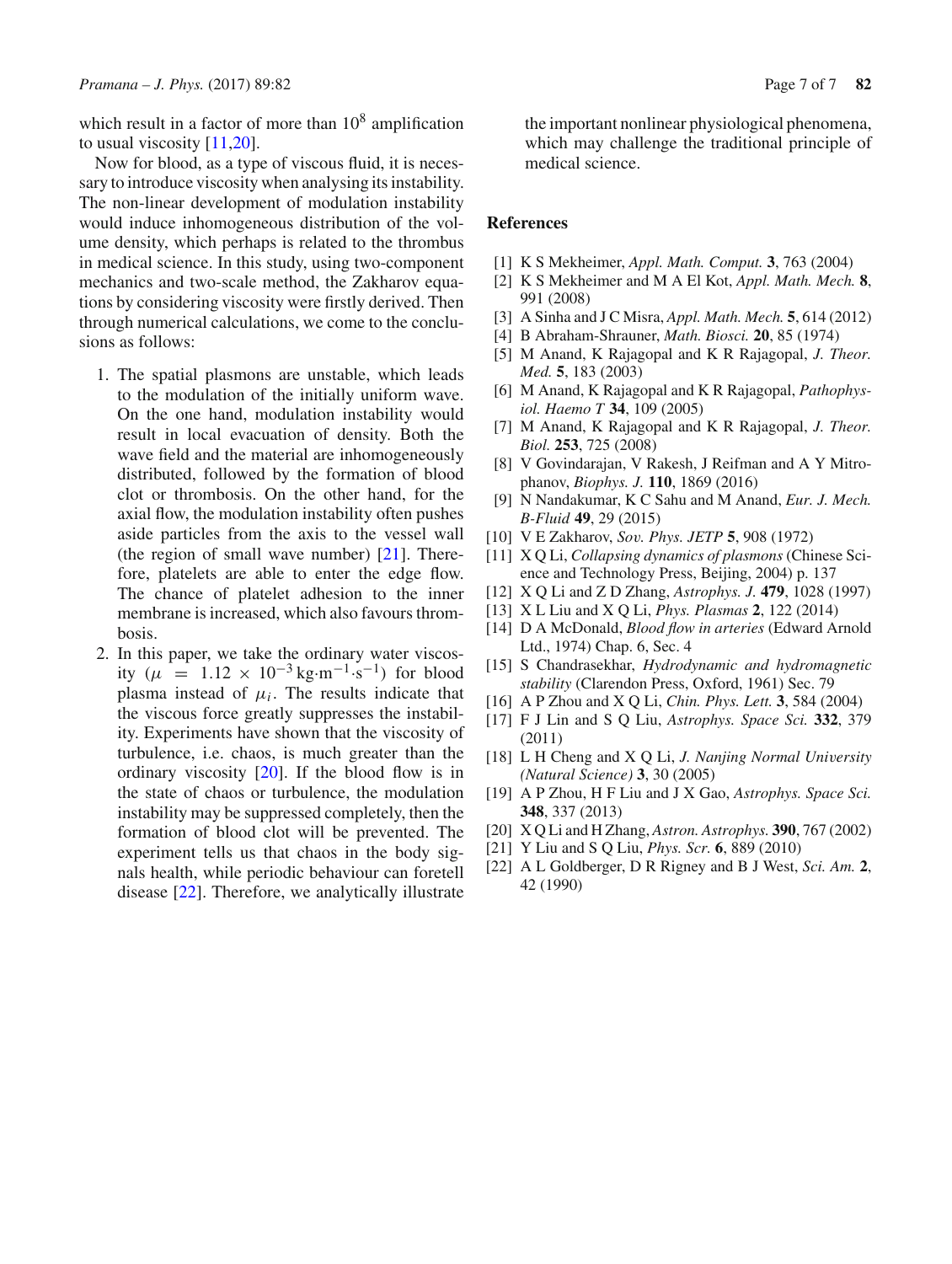which result in a factor of more than $10^8$ amplification to usual viscosity [11,20].

Now for blood, as a type of viscous fluid, it is necessary to introduce viscosity when analysing its instability. The non-linear development of modulation instability would induce inhomogeneous distribution of the volume density, which perhaps is related to the thrombus in medical science. In this study, using two-component mechanics and two-scale method, the Zakharov equations by considering viscosity were firstly derived. Then through numerical calculations, we come to the conclusions as follows:

1. The spatial plasmons are unstable, which leads to the modulation of the initially uniform wave. On the one hand, modulation instability would result in local evacuation of density. Both the wave field and the material are inhomogeneously distributed, followed by the formation of blood clot or thrombosis. On the other hand, for the axial flow, the modulation instability often pushes aside particles from the axis to the vessel wall (the region of small wave number) [21]. Therefore, platelets are able to enter the edge flow. The chance of platelet adhesion to the inner membrane is increased, which also favours thrombosis.
2. In this paper, we take the ordinary water viscosity ($\mu = 1.12 \times 10^{-3}\,\mathrm{kg{\cdot}m^{-1}{\cdot}s^{-1}}$) for blood plasma instead of $\mu_i$. The results indicate that the viscous force greatly suppresses the instability. Experiments have shown that the viscosity of turbulence, i.e. chaos, is much greater than the ordinary viscosity [20]. If the blood flow is in the state of chaos or turbulence, the modulation instability may be suppressed completely, then the formation of blood clot will be prevented. The experiment tells us that chaos in the body signals health, while periodic behaviour can foretell disease [22]. Therefore, we analytically illustrate the important nonlinear physiological phenomena, which may challenge the traditional principle of medical science.

## References

[1] K S Mekheimer, *Appl. Math. Comput.* **3**, 763 (2004)

[2] K S Mekheimer and M A El Kot, *Appl. Math. Mech.* **8**, 991 (2008)

[3] A Sinha and J C Misra, *Appl. Math. Mech.* **5**, 614 (2012)

[4] B Abraham-Shrauner, *Math. Biosci.* **20**, 85 (1974)

[5] M Anand, K Rajagopal and K R Rajagopal, *J. Theor. Med.* **5**, 183 (2003)

[6] M Anand, K Rajagopal and K R Rajagopal, *Pathophysiol. Haemo T* **34**, 109 (2005)

[7] M Anand, K Rajagopal and K R Rajagopal, *J. Theor. Biol.* **253**, 725 (2008)

[8] V Govindarajan, V Rakesh, J Reifman and A Y Mitrophanov, *Biophys. J.* **110**, 1869 (2016)

[9] N Nandakumar, K C Sahu and M Anand, *Eur. J. Mech. B-Fluid* **49**, 29 (2015)

[10] V E Zakharov, *Sov. Phys. JETP* **5**, 908 (1972)

[11] X Q Li, *Collapsing dynamics of plasmons* (Chinese Science and Technology Press, Beijing, 2004) p. 137

[12] X Q Li and Z D Zhang, *Astrophys. J.* **479**, 1028 (1997)

[13] X L Liu and X Q Li, *Phys. Plasmas* **2**, 122 (2014)

[14] D A McDonald, *Blood flow in arteries* (Edward Arnold Ltd., 1974) Chap. 6, Sec. 4

[15] S Chandrasekhar, *Hydrodynamic and hydromagnetic stability* (Clarendon Press, Oxford, 1961) Sec. 79

[16] A P Zhou and X Q Li, *Chin. Phys. Lett.* **3**, 584 (2004)

[17] F J Lin and S Q Liu, *Astrophys. Space Sci.* **332**, 379 (2011)

[18] L H Cheng and X Q Li, *J. Nanjing Normal University (Natural Science)* **3**, 30 (2005)

[19] A P Zhou, H F Liu and J X Gao, *Astrophys. Space Sci.* **348**, 337 (2013)

[20] X Q Li and H Zhang, *Astron. Astrophys.* **390**, 767 (2002)

[21] Y Liu and S Q Liu, *Phys. Scr.* **6**, 889 (2010)

[22] A L Goldberger, D R Rigney and B J West, *Sci. Am.* **2**, 42 (1990)